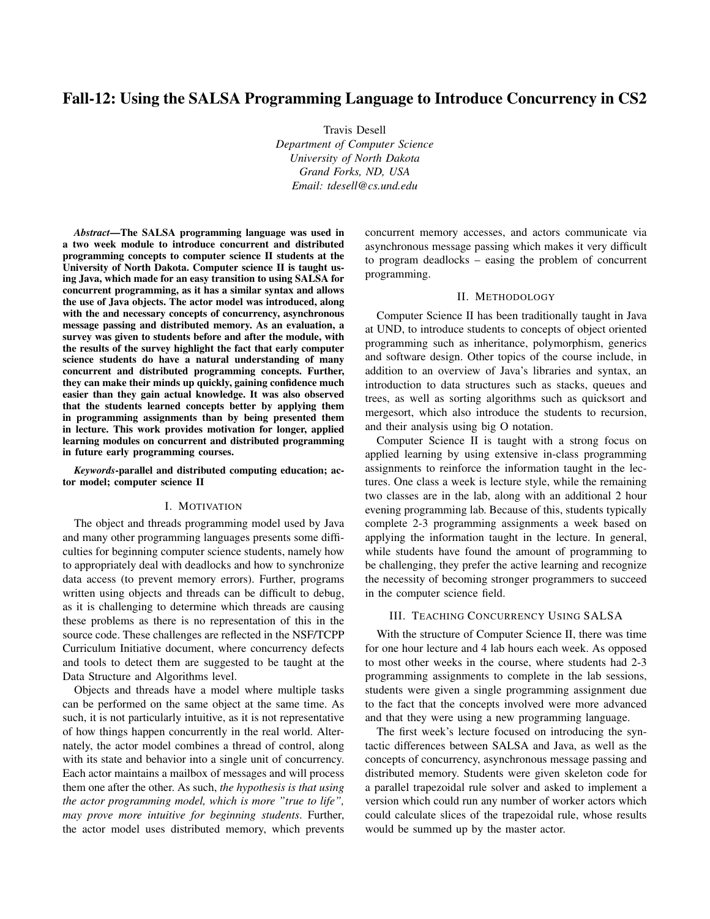# Fall-12: Using the SALSA Programming Language to Introduce Concurrency in CS2

Travis Desell
*Department of Computer Science*
*University of North Dakota*
*Grand Forks, ND, USA*
*Email: tdesell@cs.und.edu*

***Abstract*—The SALSA programming language was used in a two week module to introduce concurrent and distributed programming concepts to computer science II students at the University of North Dakota. Computer science II is taught using Java, which made for an easy transition to using SALSA for concurrent programming, as it has a similar syntax and allows the use of Java objects. The actor model was introduced, along with the and necessary concepts of concurrency, asynchronous message passing and distributed memory. As an evaluation, a survey was given to students before and after the module, with the results of the survey highlight the fact that early computer science students do have a natural understanding of many concurrent and distributed programming concepts. Further, they can make their minds up quickly, gaining confidence much easier than they gain actual knowledge. It was also observed that the students learned concepts better by applying them in programming assignments than by being presented them in lecture. This work provides motivation for longer, applied learning modules on concurrent and distributed programming in future early programming courses.**

***Keywords*-parallel and distributed computing education; actor model; computer science II**

## I. Motivation

The object and threads programming model used by Java and many other programming languages presents some difficulties for beginning computer science students, namely how to appropriately deal with deadlocks and how to synchronize data access (to prevent memory errors). Further, programs written using objects and threads can be difficult to debug, as it is challenging to determine which threads are causing these problems as there is no representation of this in the source code. These challenges are reflected in the NSF/TCPP Curriculum Initiative document, where concurrency defects and tools to detect them are suggested to be taught at the Data Structure and Algorithms level.

Objects and threads have a model where multiple tasks can be performed on the same object at the same time. As such, it is not particularly intuitive, as it is not representative of how things happen concurrently in the real world. Alternately, the actor model combines a thread of control, along with its state and behavior into a single unit of concurrency. Each actor maintains a mailbox of messages and will process them one after the other. As such, *the hypothesis is that using the actor programming model, which is more "true to life", may prove more intuitive for beginning students*. Further, the actor model uses distributed memory, which prevents concurrent memory accesses, and actors communicate via asynchronous message passing which makes it very difficult to program deadlocks – easing the problem of concurrent programming.

## II. Methodology

Computer Science II has been traditionally taught in Java at UND, to introduce students to concepts of object oriented programming such as inheritance, polymorphism, generics and software design. Other topics of the course include, in addition to an overview of Java's libraries and syntax, an introduction to data structures such as stacks, queues and trees, as well as sorting algorithms such as quicksort and mergesort, which also introduce the students to recursion, and their analysis using big O notation.

Computer Science II is taught with a strong focus on applied learning by using extensive in-class programming assignments to reinforce the information taught in the lectures. One class a week is lecture style, while the remaining two classes are in the lab, along with an additional 2 hour evening programming lab. Because of this, students typically complete 2-3 programming assignments a week based on applying the information taught in the lecture. In general, while students have found the amount of programming to be challenging, they prefer the active learning and recognize the necessity of becoming stronger programmers to succeed in the computer science field.

## III. Teaching Concurrency Using SALSA

With the structure of Computer Science II, there was time for one hour lecture and 4 lab hours each week. As opposed to most other weeks in the course, where students had 2-3 programming assignments to complete in the lab sessions, students were given a single programming assignment due to the fact that the concepts involved were more advanced and that they were using a new programming language.

The first week's lecture focused on introducing the syntactic differences between SALSA and Java, as well as the concepts of concurrency, asynchronous message passing and distributed memory. Students were given skeleton code for a parallel trapezoidal rule solver and asked to implement a version which could run any number of worker actors which could calculate slices of the trapezoidal rule, whose results would be summed up by the master actor.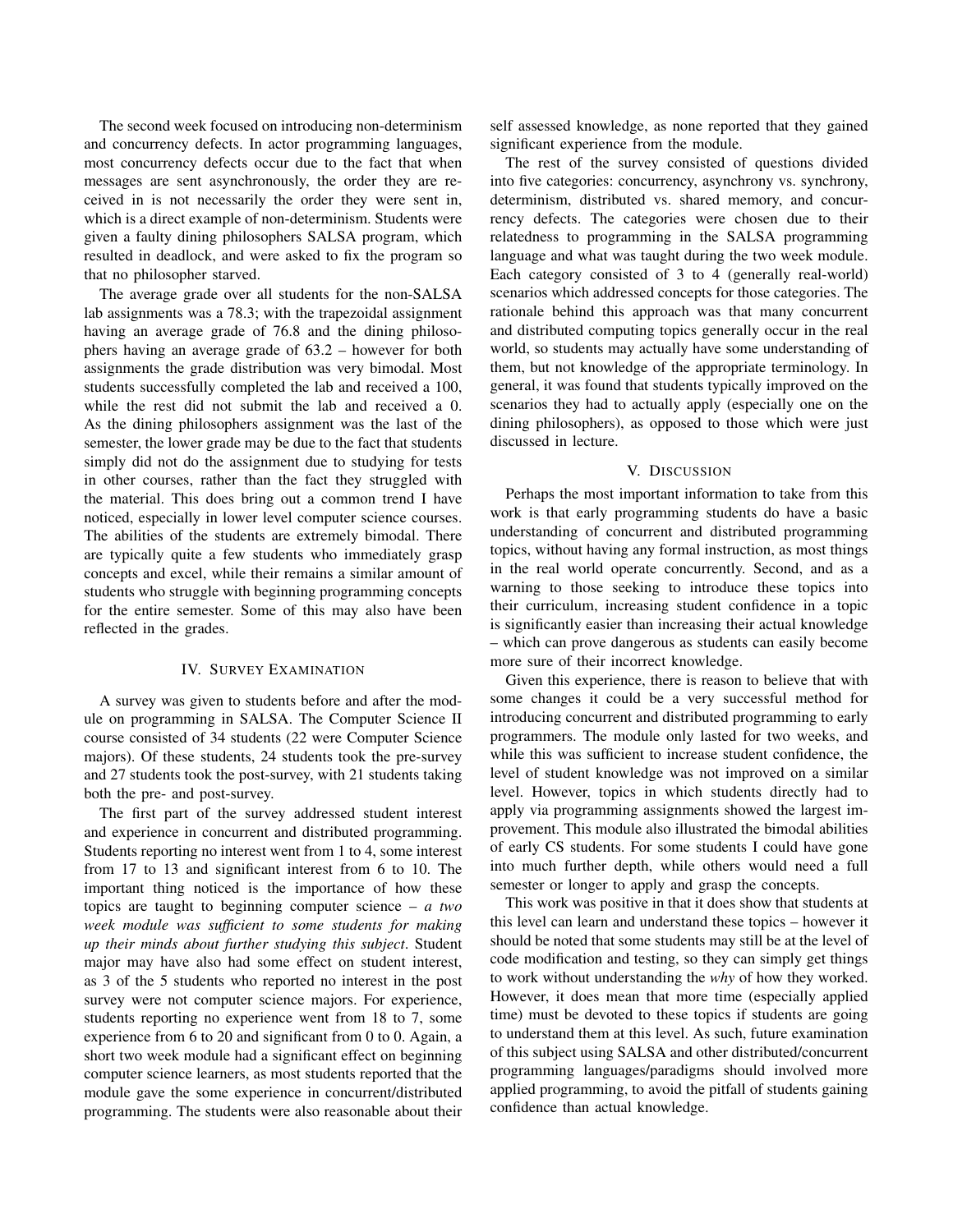The second week focused on introducing non-determinism and concurrency defects. In actor programming languages, most concurrency defects occur due to the fact that when messages are sent asynchronously, the order they are received in is not necessarily the order they were sent in, which is a direct example of non-determinism. Students were given a faulty dining philosophers SALSA program, which resulted in deadlock, and were asked to fix the program so that no philosopher starved.

The average grade over all students for the non-SALSA lab assignments was a 78.3; with the trapezoidal assignment having an average grade of 76.8 and the dining philosophers having an average grade of 63.2 – however for both assignments the grade distribution was very bimodal. Most students successfully completed the lab and received a 100, while the rest did not submit the lab and received a 0. As the dining philosophers assignment was the last of the semester, the lower grade may be due to the fact that students simply did not do the assignment due to studying for tests in other courses, rather than the fact they struggled with the material. This does bring out a common trend I have noticed, especially in lower level computer science courses. The abilities of the students are extremely bimodal. There are typically quite a few students who immediately grasp concepts and excel, while their remains a similar amount of students who struggle with beginning programming concepts for the entire semester. Some of this may also have been reflected in the grades.

## IV. Survey Examination

A survey was given to students before and after the module on programming in SALSA. The Computer Science II course consisted of 34 students (22 were Computer Science majors). Of these students, 24 students took the pre-survey and 27 students took the post-survey, with 21 students taking both the pre- and post-survey.

The first part of the survey addressed student interest and experience in concurrent and distributed programming. Students reporting no interest went from 1 to 4, some interest from 17 to 13 and significant interest from 6 to 10. The important thing noticed is the importance of how these topics are taught to beginning computer science – *a two week module was sufficient to some students for making up their minds about further studying this subject*. Student major may have also had some effect on student interest, as 3 of the 5 students who reported no interest in the post survey were not computer science majors. For experience, students reporting no experience went from 18 to 7, some experience from 6 to 20 and significant from 0 to 0. Again, a short two week module had a significant effect on beginning computer science learners, as most students reported that the module gave the some experience in concurrent/distributed programming. The students were also reasonable about their self assessed knowledge, as none reported that they gained significant experience from the module.

The rest of the survey consisted of questions divided into five categories: concurrency, asynchrony vs. synchrony, determinism, distributed vs. shared memory, and concurrency defects. The categories were chosen due to their relatedness to programming in the SALSA programming language and what was taught during the two week module. Each category consisted of 3 to 4 (generally real-world) scenarios which addressed concepts for those categories. The rationale behind this approach was that many concurrent and distributed computing topics generally occur in the real world, so students may actually have some understanding of them, but not knowledge of the appropriate terminology. In general, it was found that students typically improved on the scenarios they had to actually apply (especially one on the dining philosophers), as opposed to those which were just discussed in lecture.

## V. Discussion

Perhaps the most important information to take from this work is that early programming students do have a basic understanding of concurrent and distributed programming topics, without having any formal instruction, as most things in the real world operate concurrently. Second, and as a warning to those seeking to introduce these topics into their curriculum, increasing student confidence in a topic is significantly easier than increasing their actual knowledge – which can prove dangerous as students can easily become more sure of their incorrect knowledge.

Given this experience, there is reason to believe that with some changes it could be a very successful method for introducing concurrent and distributed programming to early programmers. The module only lasted for two weeks, and while this was sufficient to increase student confidence, the level of student knowledge was not improved on a similar level. However, topics in which students directly had to apply via programming assignments showed the largest improvement. This module also illustrated the bimodal abilities of early CS students. For some students I could have gone into much further depth, while others would need a full semester or longer to apply and grasp the concepts.

This work was positive in that it does show that students at this level can learn and understand these topics – however it should be noted that some students may still be at the level of code modification and testing, so they can simply get things to work without understanding the *why* of how they worked. However, it does mean that more time (especially applied time) must be devoted to these topics if students are going to understand them at this level. As such, future examination of this subject using SALSA and other distributed/concurrent programming languages/paradigms should involved more applied programming, to avoid the pitfall of students gaining confidence than actual knowledge.